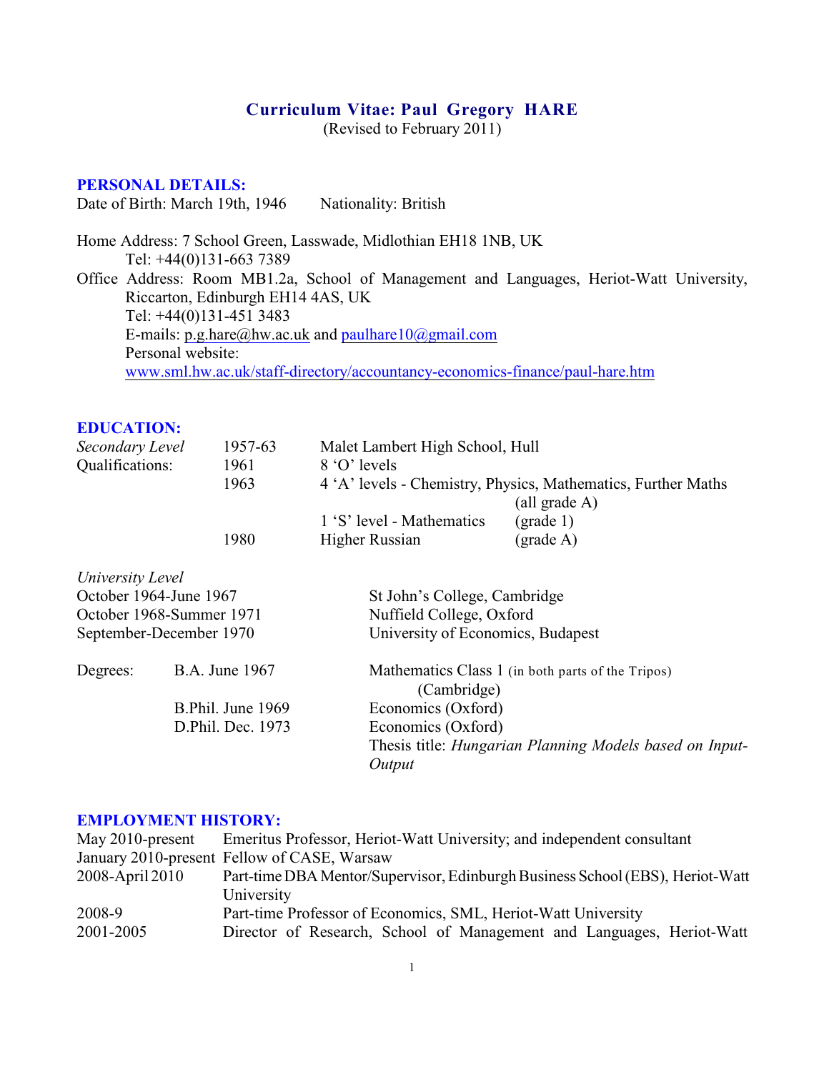# Curriculum Vitae: Paul Gregory HARE

(Revised to February 2011)

## PERSONAL DETAILS:

Date of Birth: March 19th, 1946 Nationality: British

Home Address: 7 School Green, Lasswade, Midlothian EH18 1NB, UK
Tel: +44(0)131-663 7389

Office Address: Room MB1.2a, School of Management and Languages, Heriot-Watt University, Riccarton, Edinburgh EH14 4AS, UK
Tel: +44(0)131-451 3483
E-mails: p.g.hare@hw.ac.uk and paulhare10@gmail.com
Personal website:
www.sml.hw.ac.uk/staff-directory/accountancy-economics-finance/paul-hare.htm

## EDUCATION:

| | | | |
|---|---|---|---|
| *Secondary Level* | 1957-63 | Malet Lambert High School, Hull | |
| Qualifications: | 1961 | 8 'O' levels | |
| | 1963 | 4 'A' levels - Chemistry, Physics, Mathematics, Further Maths | (all grade A) |
| | | 1 'S' level - Mathematics | (grade 1) |
| | 1980 | Higher Russian | (grade A) |

*University Level*

| | |
|---|---|
| October 1964-June 1967 | St John's College, Cambridge |
| October 1968-Summer 1971 | Nuffield College, Oxford |
| September-December 1970 | University of Economics, Budapest |

| | | |
|---|---|---|
| Degrees: | B.A. June 1967 | Mathematics Class 1 (in both parts of the Tripos) (Cambridge) |
| | B.Phil. June 1969 | Economics (Oxford) |
| | D.Phil. Dec. 1973 | Economics (Oxford) Thesis title: *Hungarian Planning Models based on Input-Output* |

## EMPLOYMENT HISTORY:

| | |
|---|---|
| May 2010-present | Emeritus Professor, Heriot-Watt University; and independent consultant |
| January 2010-present | Fellow of CASE, Warsaw |
| 2008-April 2010 | Part-time DBA Mentor/Supervisor, Edinburgh Business School (EBS), Heriot-Watt University |
| 2008-9 | Part-time Professor of Economics, SML, Heriot-Watt University |
| 2001-2005 | Director of Research, School of Management and Languages, Heriot-Watt |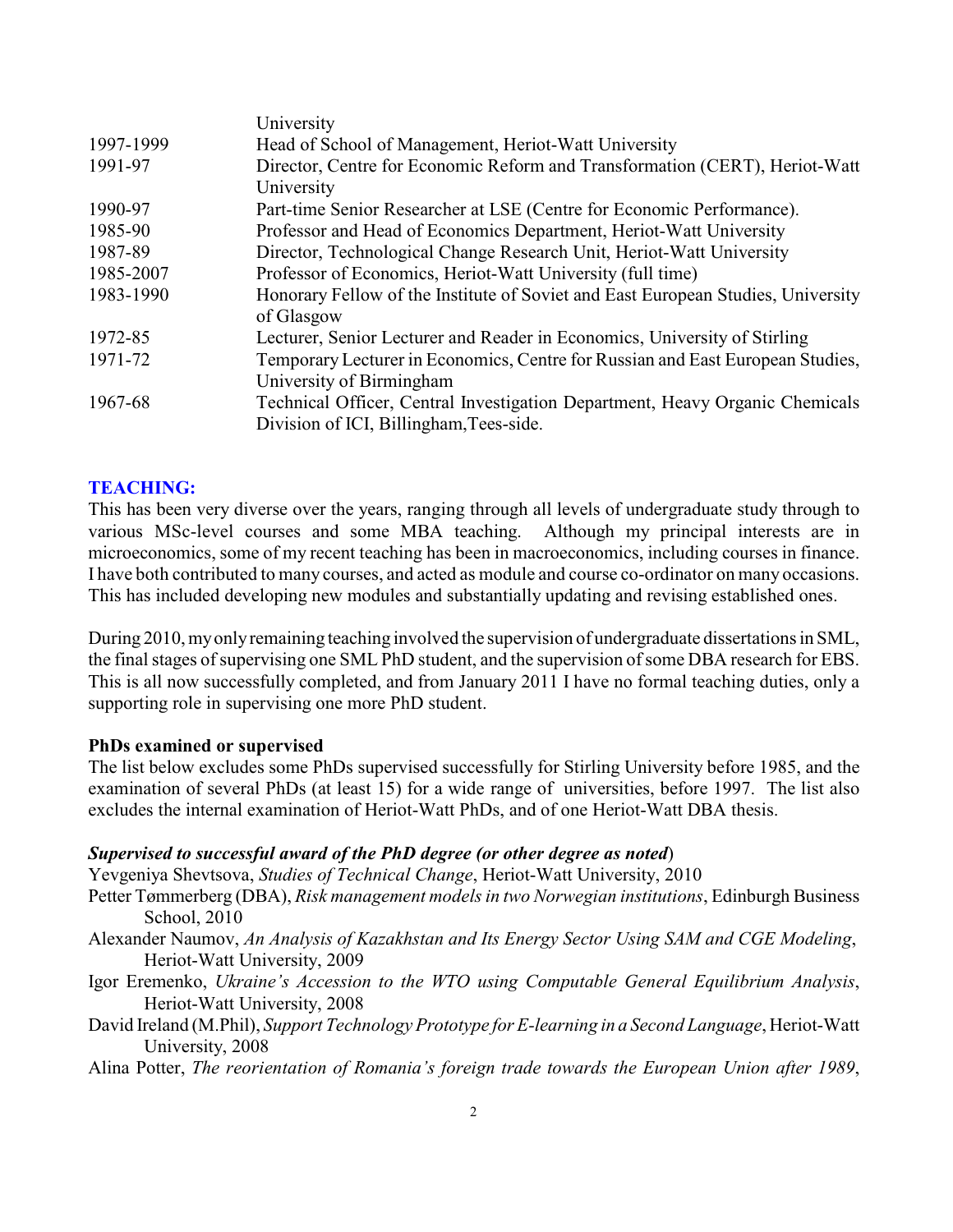| | |
|---|---|
| | University |
| 1997-1999 | Head of School of Management, Heriot-Watt University |
| 1991-97 | Director, Centre for Economic Reform and Transformation (CERT), Heriot-Watt University |
| 1990-97 | Part-time Senior Researcher at LSE (Centre for Economic Performance). |
| 1985-90 | Professor and Head of Economics Department, Heriot-Watt University |
| 1987-89 | Director, Technological Change Research Unit, Heriot-Watt University |
| 1985-2007 | Professor of Economics, Heriot-Watt University (full time) |
| 1983-1990 | Honorary Fellow of the Institute of Soviet and East European Studies, University of Glasgow |
| 1972-85 | Lecturer, Senior Lecturer and Reader in Economics, University of Stirling |
| 1971-72 | Temporary Lecturer in Economics, Centre for Russian and East European Studies, University of Birmingham |
| 1967-68 | Technical Officer, Central Investigation Department, Heavy Organic Chemicals Division of ICI, Billingham,Tees-side. |

## TEACHING:

This has been very diverse over the years, ranging through all levels of undergraduate study through to various MSc-level courses and some MBA teaching. Although my principal interests are in microeconomics, some of my recent teaching has been in macroeconomics, including courses in finance. I have both contributed to many courses, and acted as module and course co-ordinator on many occasions. This has included developing new modules and substantially updating and revising established ones.

During 2010, my only remaining teaching involved the supervision of undergraduate dissertations in SML, the final stages of supervising one SML PhD student, and the supervision of some DBA research for EBS. This is all now successfully completed, and from January 2011 I have no formal teaching duties, only a supporting role in supervising one more PhD student.

### PhDs examined or supervised

The list below excludes some PhDs supervised successfully for Stirling University before 1985, and the examination of several PhDs (at least 15) for a wide range of universities, before 1997. The list also excludes the internal examination of Heriot-Watt PhDs, and of one Heriot-Watt DBA thesis.

***Supervised to successful award of the PhD degree (or other degree as noted*)**

Yevgeniya Shevtsova, *Studies of Technical Change*, Heriot-Watt University, 2010

Petter Tømmerberg (DBA), *Risk management models in two Norwegian institutions*, Edinburgh Business School, 2010

Alexander Naumov, *An Analysis of Kazakhstan and Its Energy Sector Using SAM and CGE Modeling*, Heriot-Watt University, 2009

Igor Eremenko, *Ukraine's Accession to the WTO using Computable General Equilibrium Analysis*, Heriot-Watt University, 2008

David Ireland (M.Phil), *Support Technology Prototype for E-learning in a Second Language*, Heriot-Watt University, 2008

Alina Potter, *The reorientation of Romania's foreign trade towards the European Union after 1989*,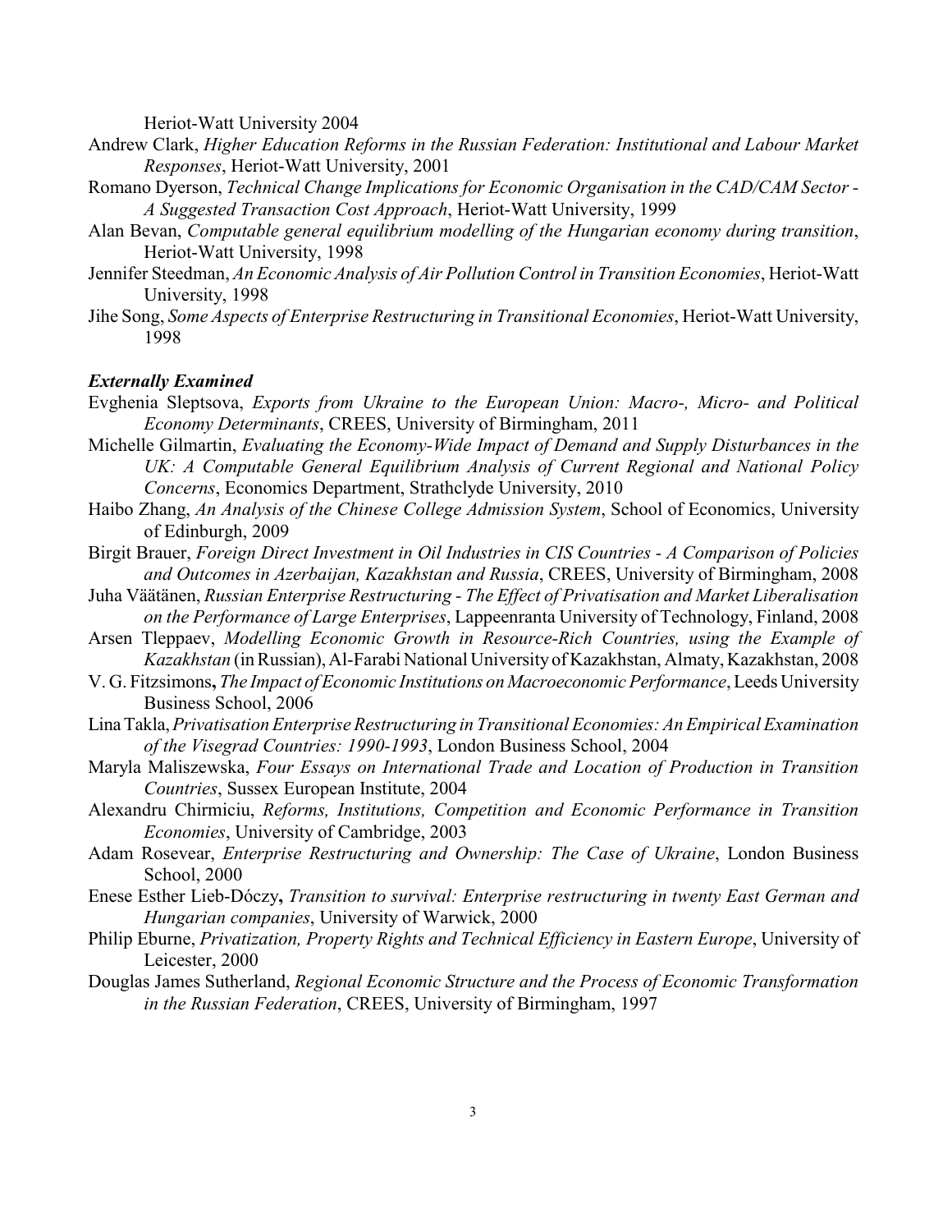Heriot-Watt University 2004

Andrew Clark, *Higher Education Reforms in the Russian Federation: Institutional and Labour Market Responses*, Heriot-Watt University, 2001

Romano Dyerson, *Technical Change Implications for Economic Organisation in the CAD/CAM Sector - A Suggested Transaction Cost Approach*, Heriot-Watt University, 1999

Alan Bevan, *Computable general equilibrium modelling of the Hungarian economy during transition*, Heriot-Watt University, 1998

Jennifer Steedman, *An Economic Analysis of Air Pollution Control in Transition Economies*, Heriot-Watt University, 1998

Jihe Song, *Some Aspects of Enterprise Restructuring in Transitional Economies*, Heriot-Watt University, 1998

***Externally Examined***

Evghenia Sleptsova, *Exports from Ukraine to the European Union: Macro-, Micro- and Political Economy Determinants*, CREES, University of Birmingham, 2011

Michelle Gilmartin, *Evaluating the Economy-Wide Impact of Demand and Supply Disturbances in the UK: A Computable General Equilibrium Analysis of Current Regional and National Policy Concerns*, Economics Department, Strathclyde University, 2010

Haibo Zhang, *An Analysis of the Chinese College Admission System*, School of Economics, University of Edinburgh, 2009

Birgit Brauer, *Foreign Direct Investment in Oil Industries in CIS Countries - A Comparison of Policies and Outcomes in Azerbaijan, Kazakhstan and Russia*, CREES, University of Birmingham, 2008

Juha Väätänen, *Russian Enterprise Restructuring - The Effect of Privatisation and Market Liberalisation on the Performance of Large Enterprises*, Lappeenranta University of Technology, Finland, 2008

Arsen Tleppaev, *Modelling Economic Growth in Resource-Rich Countries, using the Example of Kazakhstan* (in Russian), Al-Farabi National University of Kazakhstan, Almaty, Kazakhstan, 2008

V. G. Fitzsimons**,** *The Impact of Economic Institutions on Macroeconomic Performance*, Leeds University Business School, 2006

Lina Takla, *Privatisation Enterprise Restructuring in Transitional Economies: An Empirical Examination of the Visegrad Countries: 1990-1993*, London Business School, 2004

Maryla Maliszewska, *Four Essays on International Trade and Location of Production in Transition Countries*, Sussex European Institute, 2004

Alexandru Chirmiciu, *Reforms, Institutions, Competition and Economic Performance in Transition Economies*, University of Cambridge, 2003

Adam Rosevear, *Enterprise Restructuring and Ownership: The Case of Ukraine*, London Business School, 2000

Enese Esther Lieb-Dóczy**,** *Transition to survival: Enterprise restructuring in twenty East German and Hungarian companies*, University of Warwick, 2000

Philip Eburne, *Privatization, Property Rights and Technical Efficiency in Eastern Europe*, University of Leicester, 2000

Douglas James Sutherland, *Regional Economic Structure and the Process of Economic Transformation in the Russian Federation*, CREES, University of Birmingham, 1997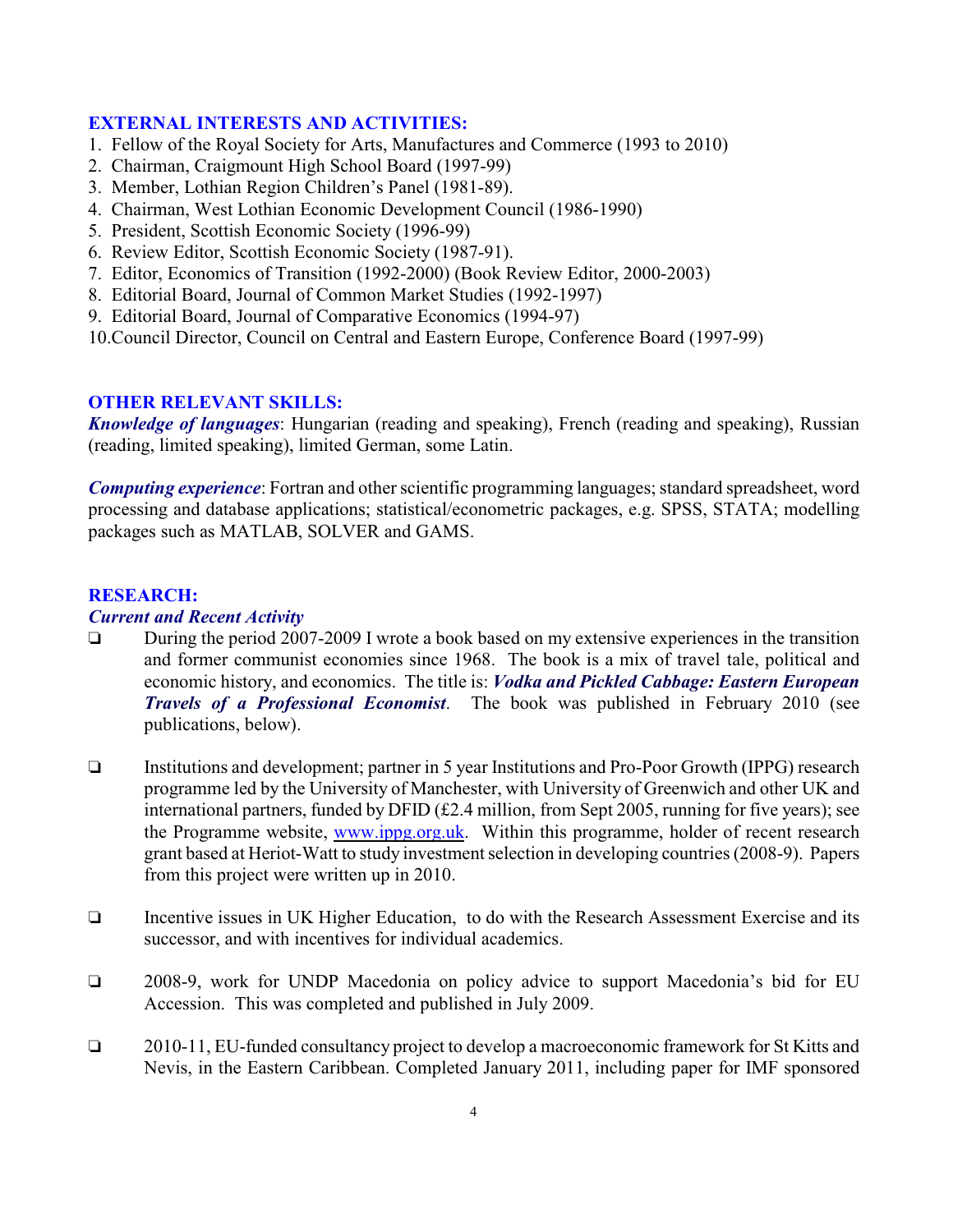## EXTERNAL INTERESTS AND ACTIVITIES:

1. Fellow of the Royal Society for Arts, Manufactures and Commerce (1993 to 2010)
2. Chairman, Craigmount High School Board (1997-99)
3. Member, Lothian Region Children's Panel (1981-89).
4. Chairman, West Lothian Economic Development Council (1986-1990)
5. President, Scottish Economic Society (1996-99)
6. Review Editor, Scottish Economic Society (1987-91).
7. Editor, Economics of Transition (1992-2000) (Book Review Editor, 2000-2003)
8. Editorial Board, Journal of Common Market Studies (1992-1997)
9. Editorial Board, Journal of Comparative Economics (1994-97)
10. Council Director, Council on Central and Eastern Europe, Conference Board (1997-99)

## OTHER RELEVANT SKILLS:

***Knowledge of languages***: Hungarian (reading and speaking), French (reading and speaking), Russian (reading, limited speaking), limited German, some Latin.

***Computing experience***: Fortran and other scientific programming languages; standard spreadsheet, word processing and database applications; statistical/econometric packages, e.g. SPSS, STATA; modelling packages such as MATLAB, SOLVER and GAMS.

## RESEARCH:

### *Current and Recent Activity*

- During the period 2007-2009 I wrote a book based on my extensive experiences in the transition and former communist economies since 1968. The book is a mix of travel tale, political and economic history, and economics. The title is: ***Vodka and Pickled Cabbage: Eastern European Travels of a Professional Economist***. The book was published in February 2010 (see publications, below).

- Institutions and development; partner in 5 year Institutions and Pro-Poor Growth (IPPG) research programme led by the University of Manchester, with University of Greenwich and other UK and international partners, funded by DFID (£2.4 million, from Sept 2005, running for five years); see the Programme website, www.ippg.org.uk. Within this programme, holder of recent research grant based at Heriot-Watt to study investment selection in developing countries (2008-9). Papers from this project were written up in 2010.

- Incentive issues in UK Higher Education, to do with the Research Assessment Exercise and its successor, and with incentives for individual academics.

- 2008-9, work for UNDP Macedonia on policy advice to support Macedonia's bid for EU Accession. This was completed and published in July 2009.

- 2010-11, EU-funded consultancy project to develop a macroeconomic framework for St Kitts and Nevis, in the Eastern Caribbean. Completed January 2011, including paper for IMF sponsored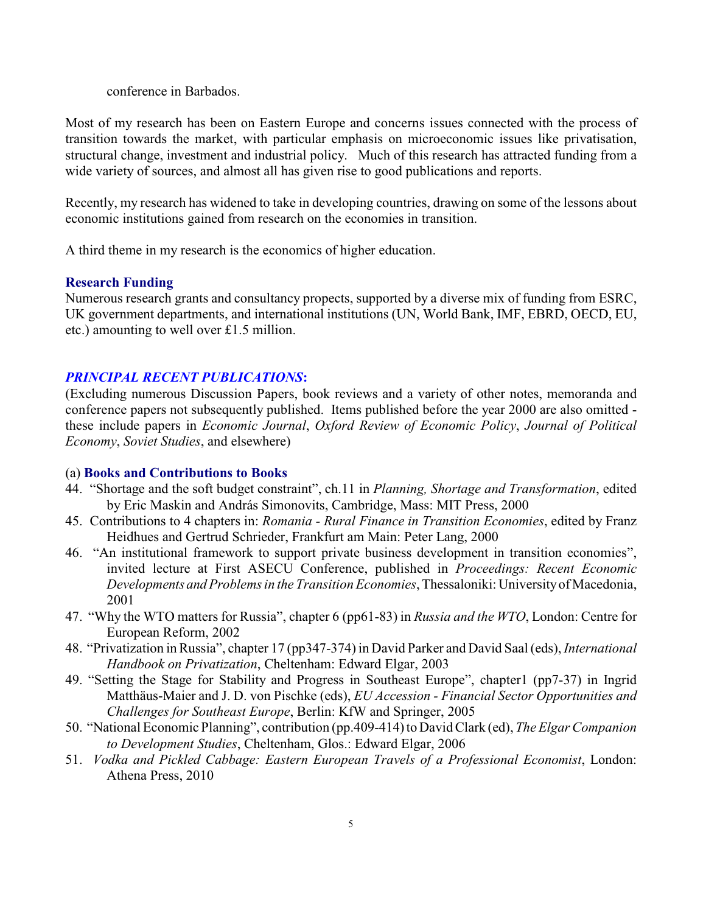conference in Barbados.

Most of my research has been on Eastern Europe and concerns issues connected with the process of transition towards the market, with particular emphasis on microeconomic issues like privatisation, structural change, investment and industrial policy. Much of this research has attracted funding from a wide variety of sources, and almost all has given rise to good publications and reports.

Recently, my research has widened to take in developing countries, drawing on some of the lessons about economic institutions gained from research on the economies in transition.

A third theme in my research is the economics of higher education.

### Research Funding

Numerous research grants and consultancy propects, supported by a diverse mix of funding from ESRC, UK government departments, and international institutions (UN, World Bank, IMF, EBRD, OECD, EU, etc.) amounting to well over £1.5 million.

## *PRINCIPAL RECENT PUBLICATIONS*:

(Excluding numerous Discussion Papers, book reviews and a variety of other notes, memoranda and conference papers not subsequently published. Items published before the year 2000 are also omitted - these include papers in *Economic Journal*, *Oxford Review of Economic Policy*, *Journal of Political Economy*, *Soviet Studies*, and elsewhere)

### (a) Books and Contributions to Books

44. "Shortage and the soft budget constraint", ch.11 in *Planning, Shortage and Transformation*, edited by Eric Maskin and András Simonovits, Cambridge, Mass: MIT Press, 2000
45. Contributions to 4 chapters in: *Romania - Rural Finance in Transition Economies*, edited by Franz Heidhues and Gertrud Schrieder, Frankfurt am Main: Peter Lang, 2000
46. "An institutional framework to support private business development in transition economies", invited lecture at First ASECU Conference, published in *Proceedings: Recent Economic Developments and Problems in the Transition Economies*, Thessaloniki: University of Macedonia, 2001
47. "Why the WTO matters for Russia", chapter 6 (pp61-83) in *Russia and the WTO*, London: Centre for European Reform, 2002
48. "Privatization in Russia", chapter 17 (pp347-374) in David Parker and David Saal (eds), *International Handbook on Privatization*, Cheltenham: Edward Elgar, 2003
49. "Setting the Stage for Stability and Progress in Southeast Europe", chapter1 (pp7-37) in Ingrid Matthäus-Maier and J. D. von Pischke (eds), *EU Accession - Financial Sector Opportunities and Challenges for Southeast Europe*, Berlin: KfW and Springer, 2005
50. "National Economic Planning", contribution (pp.409-414) to David Clark (ed), *The Elgar Companion to Development Studies*, Cheltenham, Glos.: Edward Elgar, 2006
51. *Vodka and Pickled Cabbage: Eastern European Travels of a Professional Economist*, London: Athena Press, 2010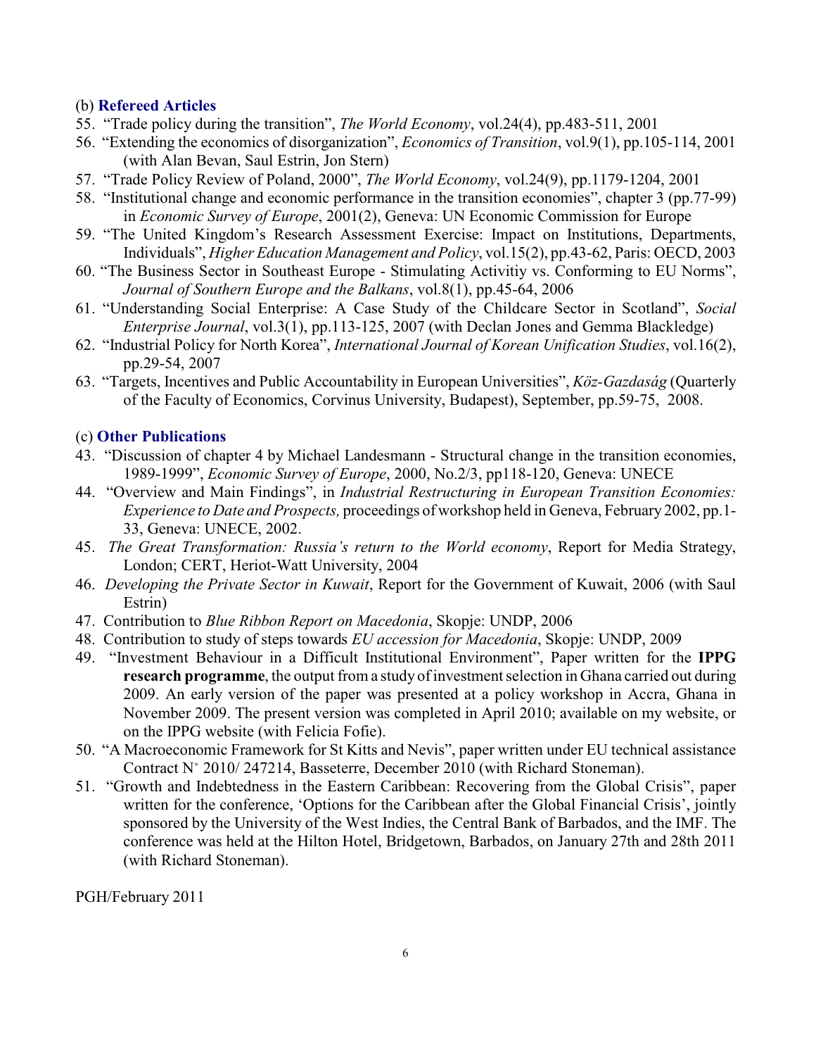(b) **Refereed Articles**

55. "Trade policy during the transition", *The World Economy*, vol.24(4), pp.483-511, 2001
56. "Extending the economics of disorganization", *Economics of Transition*, vol.9(1), pp.105-114, 2001 (with Alan Bevan, Saul Estrin, Jon Stern)
57. "Trade Policy Review of Poland, 2000", *The World Economy*, vol.24(9), pp.1179-1204, 2001
58. "Institutional change and economic performance in the transition economies", chapter 3 (pp.77-99) in *Economic Survey of Europe*, 2001(2), Geneva: UN Economic Commission for Europe
59. "The United Kingdom's Research Assessment Exercise: Impact on Institutions, Departments, Individuals", *Higher Education Management and Policy*, vol.15(2), pp.43-62, Paris: OECD, 2003
60. "The Business Sector in Southeast Europe - Stimulating Activitiy vs. Conforming to EU Norms", *Journal of Southern Europe and the Balkans*, vol.8(1), pp.45-64, 2006
61. "Understanding Social Enterprise: A Case Study of the Childcare Sector in Scotland", *Social Enterprise Journal*, vol.3(1), pp.113-125, 2007 (with Declan Jones and Gemma Blackledge)
62. "Industrial Policy for North Korea", *International Journal of Korean Unification Studies*, vol.16(2), pp.29-54, 2007
63. "Targets, Incentives and Public Accountability in European Universities", *Köz-Gazdaság* (Quarterly of the Faculty of Economics, Corvinus University, Budapest), September, pp.59-75, 2008.

(c) **Other Publications**

43. "Discussion of chapter 4 by Michael Landesmann - Structural change in the transition economies, 1989-1999", *Economic Survey of Europe*, 2000, No.2/3, pp118-120, Geneva: UNECE
44. "Overview and Main Findings", in *Industrial Restructuring in European Transition Economies: Experience to Date and Prospects,* proceedings of workshop held in Geneva, February 2002, pp.1-33, Geneva: UNECE, 2002.
45. *The Great Transformation: Russia's return to the World economy*, Report for Media Strategy, London; CERT, Heriot-Watt University, 2004
46. *Developing the Private Sector in Kuwait*, Report for the Government of Kuwait, 2006 (with Saul Estrin)
47. Contribution to *Blue Ribbon Report on Macedonia*, Skopje: UNDP, 2006
48. Contribution to study of steps towards *EU accession for Macedonia*, Skopje: UNDP, 2009
49. "Investment Behaviour in a Difficult Institutional Environment", Paper written for the **IPPG research programme**, the output from a study of investment selection in Ghana carried out during 2009. An early version of the paper was presented at a policy workshop in Accra, Ghana in November 2009. The present version was completed in April 2010; available on my website, or on the IPPG website (with Felicia Fofie).
50. "A Macroeconomic Framework for St Kitts and Nevis", paper written under EU technical assistance Contract N° 2010/ 247214, Basseterre, December 2010 (with Richard Stoneman).
51. "Growth and Indebtedness in the Eastern Caribbean: Recovering from the Global Crisis", paper written for the conference, 'Options for the Caribbean after the Global Financial Crisis', jointly sponsored by the University of the West Indies, the Central Bank of Barbados, and the IMF. The conference was held at the Hilton Hotel, Bridgetown, Barbados, on January 27th and 28th 2011 (with Richard Stoneman).

PGH/February 2011